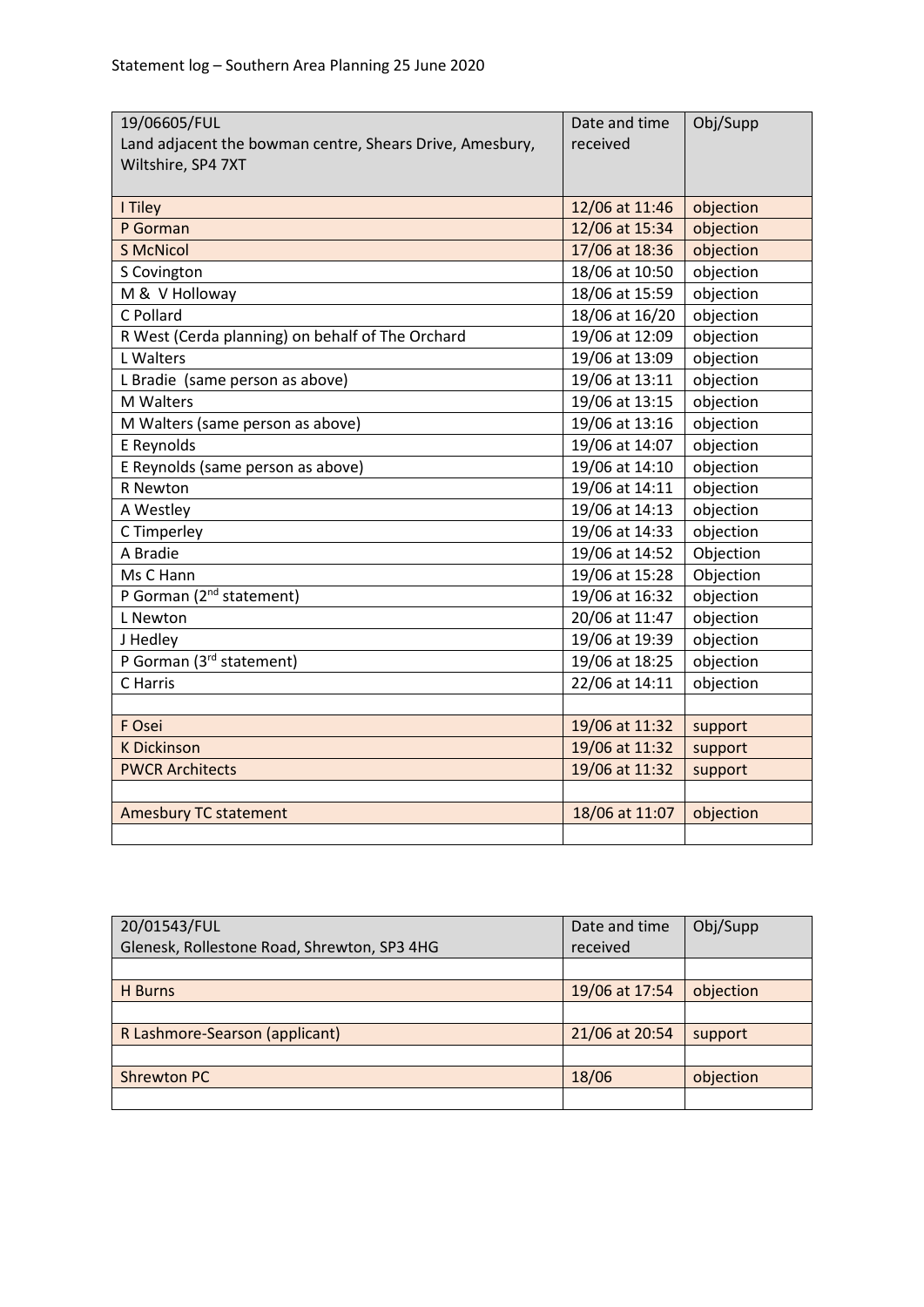Statement log – Southern Area Planning 25 June 2020

| 19/06605/FUL<br>Land adjacent the bowman centre, Shears Drive, Amesbury, Wiltshire, SP4 7XT | Date and time received | Obj/Supp |
|---|---|---|
| I Tiley | 12/06 at 11:46 | objection |
| P Gorman | 12/06 at 15:34 | objection |
| S McNicol | 17/06 at 18:36 | objection |
| S Covington | 18/06 at 10:50 | objection |
| M & V Holloway | 18/06 at 15:59 | objection |
| C Pollard | 18/06 at 16/20 | objection |
| R West (Cerda planning) on behalf of The Orchard | 19/06 at 12:09 | objection |
| L Walters | 19/06 at 13:09 | objection |
| L Bradie (same person as above) | 19/06 at 13:11 | objection |
| M Walters | 19/06 at 13:15 | objection |
| M Walters (same person as above) | 19/06 at 13:16 | objection |
| E Reynolds | 19/06 at 14:07 | objection |
| E Reynolds (same person as above) | 19/06 at 14:10 | objection |
| R Newton | 19/06 at 14:11 | objection |
| A Westley | 19/06 at 14:13 | objection |
| C Timperley | 19/06 at 14:33 | objection |
| A Bradie | 19/06 at 14:52 | Objection |
| Ms C Hann | 19/06 at 15:28 | Objection |
| P Gorman (2nd statement) | 19/06 at 16:32 | objection |
| L Newton | 20/06 at 11:47 | objection |
| J Hedley | 19/06 at 19:39 | objection |
| P Gorman (3rd statement) | 19/06 at 18:25 | objection |
| C Harris | 22/06 at 14:11 | objection |
| | | |
| F Osei | 19/06 at 11:32 | support |
| K Dickinson | 19/06 at 11:32 | support |
| PWCR Architects | 19/06 at 11:32 | support |
| | | |
| Amesbury TC statement | 18/06 at 11:07 | objection |
| | | |

| 20/01543/FUL<br>Glenesk, Rollestone Road, Shrewton, SP3 4HG | Date and time received | Obj/Supp |
|---|---|---|
| | | |
| H Burns | 19/06 at 17:54 | objection |
| | | |
| R Lashmore-Searson (applicant) | 21/06 at 20:54 | support |
| | | |
| Shrewton PC | 18/06 | objection |
| | | |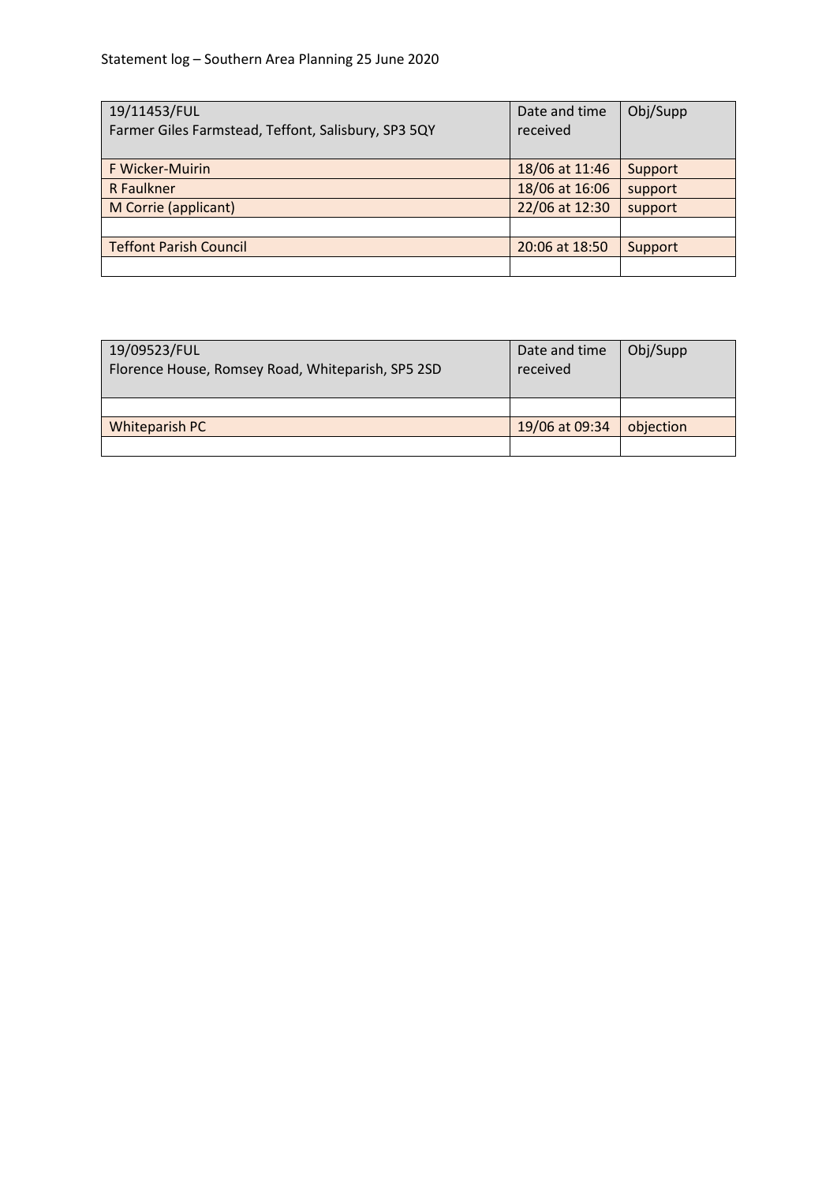Statement log – Southern Area Planning 25 June 2020

| 19/11453/FUL<br>Farmer Giles Farmstead, Teffont, Salisbury, SP3 5QY | Date and time received | Obj/Supp |
|---|---|---|
| F Wicker-Muirin | 18/06 at 11:46 | Support |
| R Faulkner | 18/06 at 16:06 | support |
| M Corrie (applicant) | 22/06 at 12:30 | support |
| | | |
| Teffont Parish Council | 20:06 at 18:50 | Support |
| | | |

| 19/09523/FUL<br>Florence House, Romsey Road, Whiteparish, SP5 2SD | Date and time received | Obj/Supp |
|---|---|---|
| | | |
| Whiteparish PC | 19/06 at 09:34 | objection |
| | | |